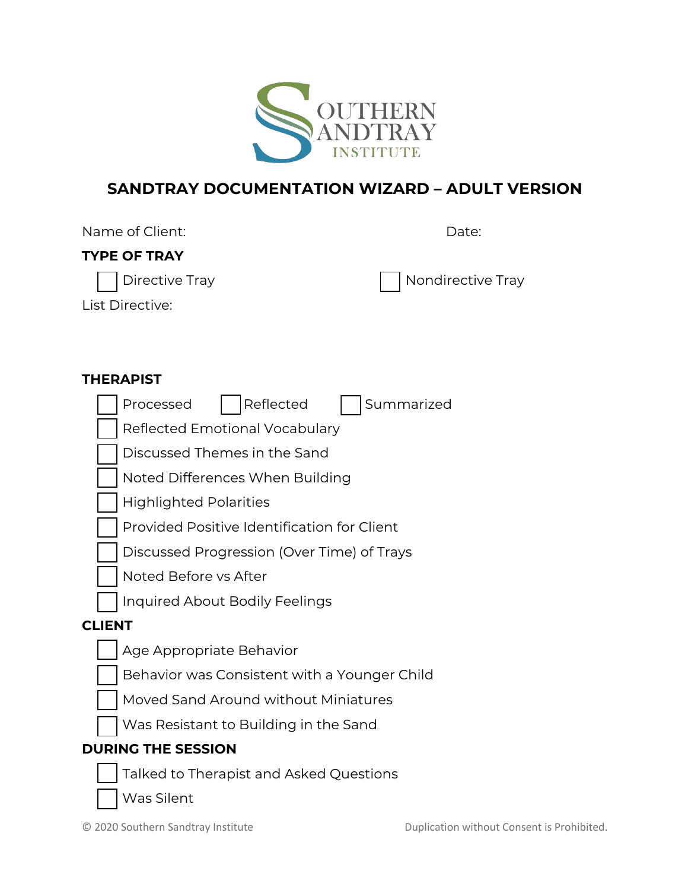SOUTHERN SANDTRAY INSTITUTE

# SANDTRAY DOCUMENTATION WIZARD – ADULT VERSION

Name of Client: Date:

**TYPE OF TRAY**

- [ ] Directive Tray
- [ ] Nondirective Tray

List Directive:

**THERAPIST**

- [ ] Processed
- [ ] Reflected
- [ ] Summarized
- [ ] Reflected Emotional Vocabulary
- [ ] Discussed Themes in the Sand
- [ ] Noted Differences When Building
- [ ] Highlighted Polarities
- [ ] Provided Positive Identification for Client
- [ ] Discussed Progression (Over Time) of Trays
- [ ] Noted Before vs After
- [ ] Inquired About Bodily Feelings

**CLIENT**

- [ ] Age Appropriate Behavior
- [ ] Behavior was Consistent with a Younger Child
- [ ] Moved Sand Around without Miniatures
- [ ] Was Resistant to Building in the Sand

**DURING THE SESSION**

- [ ] Talked to Therapist and Asked Questions
- [ ] Was Silent

© 2020 Southern Sandtray Institute Duplication without Consent is Prohibited.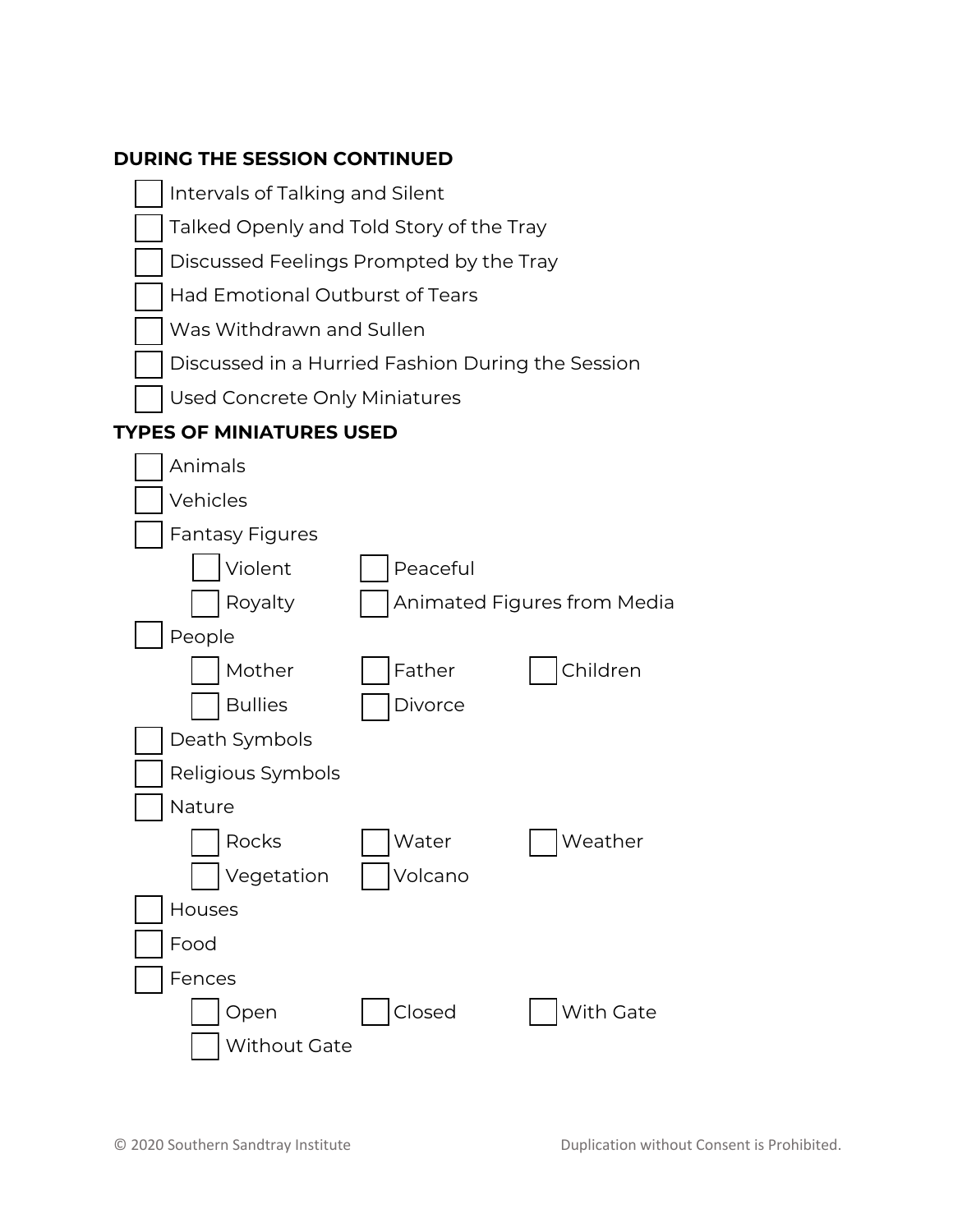**DURING THE SESSION CONTINUED**

- [ ] Intervals of Talking and Silent
- [ ] Talked Openly and Told Story of the Tray
- [ ] Discussed Feelings Prompted by the Tray
- [ ] Had Emotional Outburst of Tears
- [ ] Was Withdrawn and Sullen
- [ ] Discussed in a Hurried Fashion During the Session
- [ ] Used Concrete Only Miniatures

**TYPES OF MINIATURES USED**

- [ ] Animals
- [ ] Vehicles
- [ ] Fantasy Figures
  - [ ] Violent
  - [ ] Peaceful
  - [ ] Royalty
  - [ ] Animated Figures from Media
- [ ] People
  - [ ] Mother
  - [ ] Father
  - [ ] Children
  - [ ] Bullies
  - [ ] Divorce
- [ ] Death Symbols
- [ ] Religious Symbols
- [ ] Nature
  - [ ] Rocks
  - [ ] Water
  - [ ] Weather
  - [ ] Vegetation
  - [ ] Volcano
- [ ] Houses
- [ ] Food
- [ ] Fences
  - [ ] Open
  - [ ] Closed
  - [ ] With Gate
  - [ ] Without Gate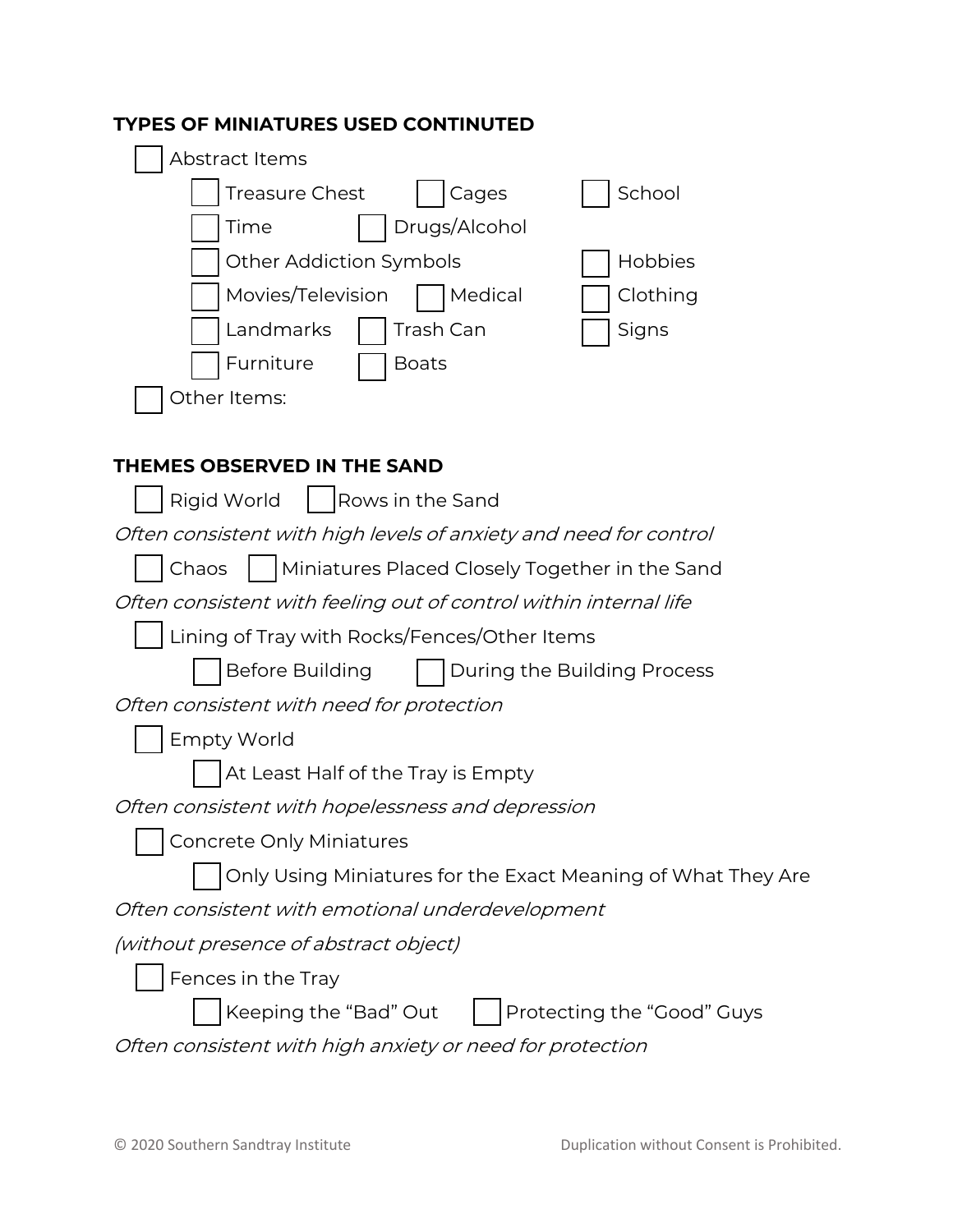### TYPES OF MINIATURES USED CONTINTUED

- [ ] Abstract Items
  - [ ] Treasure Chest
  - [ ] Cages
  - [ ] School
  - [ ] Time
  - [ ] Drugs/Alcohol
  - [ ] Other Addiction Symbols
  - [ ] Hobbies
  - [ ] Movies/Television
  - [ ] Medical
  - [ ] Clothing
  - [ ] Landmarks
  - [ ] Trash Can
  - [ ] Signs
  - [ ] Furniture
  - [ ] Boats
- [ ] Other Items:

### THEMES OBSERVED IN THE SAND

- [ ] Rigid World
- [ ] Rows in the Sand

*Often consistent with high levels of anxiety and need for control*

- [ ] Chaos
- [ ] Miniatures Placed Closely Together in the Sand

*Often consistent with feeling out of control within internal life*

- [ ] Lining of Tray with Rocks/Fences/Other Items
  - [ ] Before Building
  - [ ] During the Building Process

*Often consistent with need for protection*

- [ ] Empty World
  - [ ] At Least Half of the Tray is Empty

*Often consistent with hopelessness and depression*

- [ ] Concrete Only Miniatures
  - [ ] Only Using Miniatures for the Exact Meaning of What They Are

*Often consistent with emotional underdevelopment*

*(without presence of abstract object)*

- [ ] Fences in the Tray
  - [ ] Keeping the "Bad" Out
  - [ ] Protecting the "Good" Guys

*Often consistent with high anxiety or need for protection*

© 2020 Southern Sandtray Institute    Duplication without Consent is Prohibited.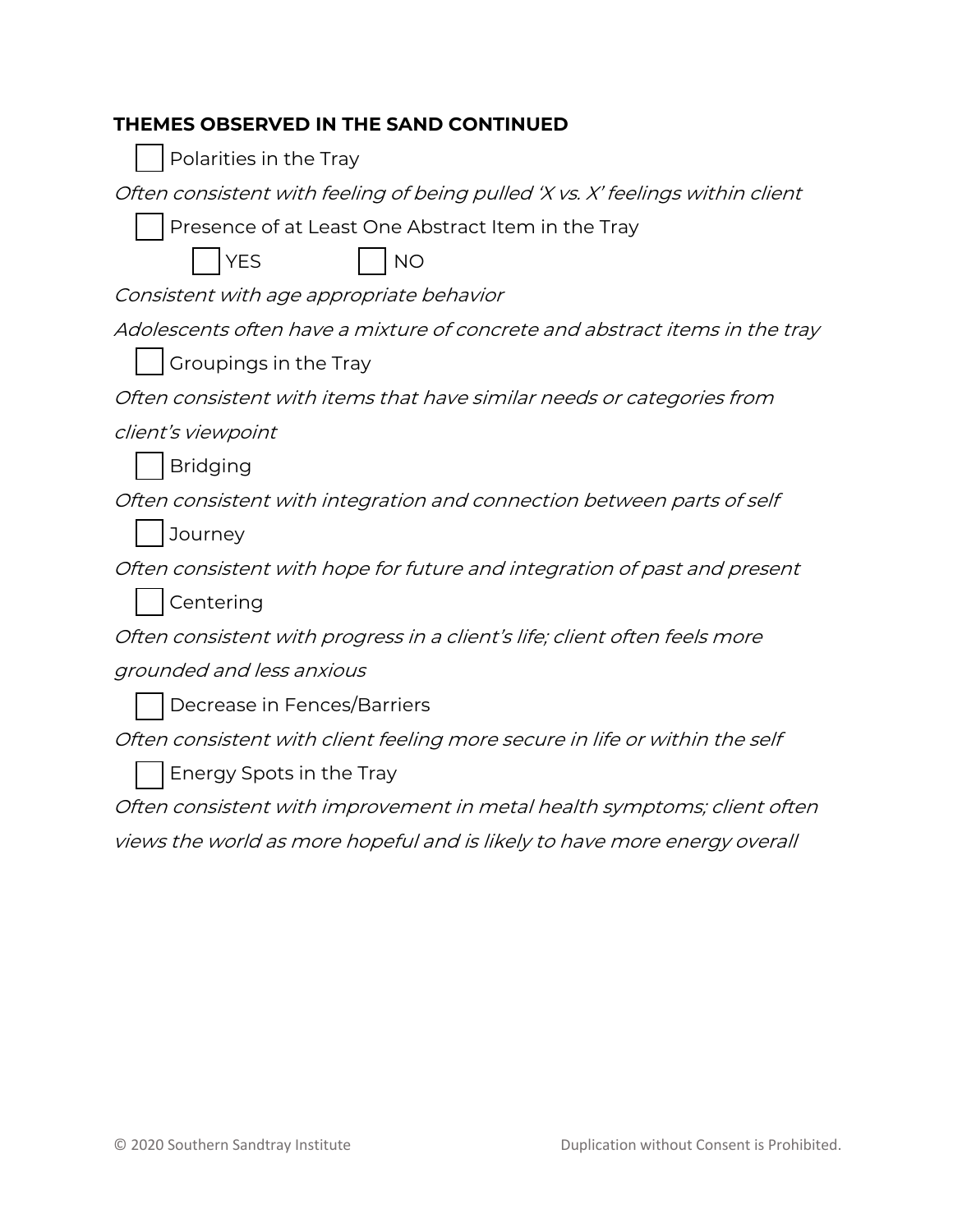**THEMES OBSERVED IN THE SAND CONTINUED**

☐ Polarities in the Tray

*Often consistent with feeling of being pulled 'X vs. X' feelings within client*

☐ Presence of at Least One Abstract Item in the Tray

☐ YES ☐ NO

*Consistent with age appropriate behavior*

*Adolescents often have a mixture of concrete and abstract items in the tray*

☐ Groupings in the Tray

*Often consistent with items that have similar needs or categories from client's viewpoint*

☐ Bridging

*Often consistent with integration and connection between parts of self*

☐ Journey

*Often consistent with hope for future and integration of past and present*

☐ Centering

*Often consistent with progress in a client's life; client often feels more grounded and less anxious*

☐ Decrease in Fences/Barriers

*Often consistent with client feeling more secure in life or within the self*

☐ Energy Spots in the Tray

*Often consistent with improvement in metal health symptoms; client often views the world as more hopeful and is likely to have more energy overall*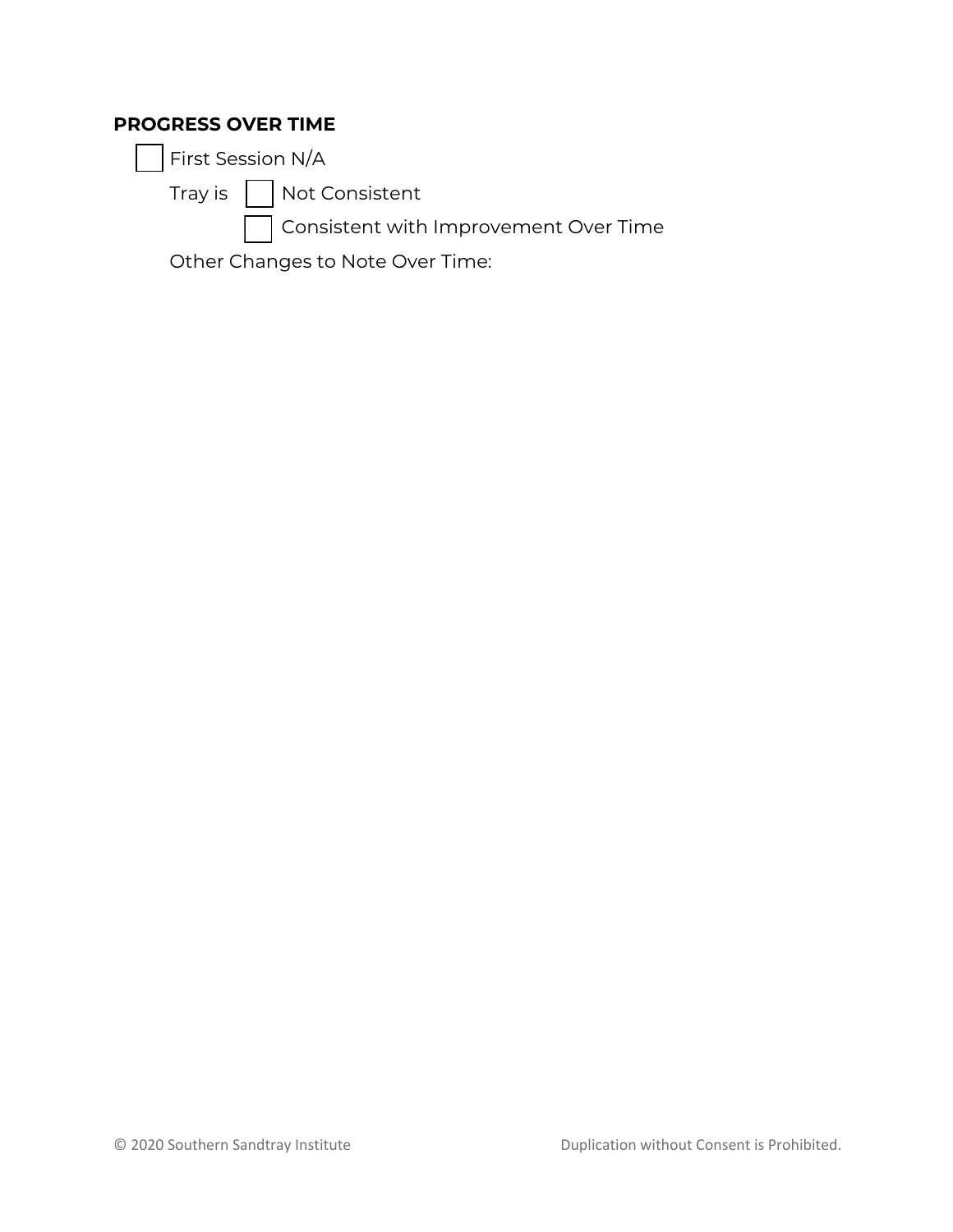## PROGRESS OVER TIME

- [ ] First Session N/A

Tray is
- [ ] Not Consistent
- [ ] Consistent with Improvement Over Time

Other Changes to Note Over Time:

© 2020 Southern Sandtray Institute — Duplication without Consent is Prohibited.